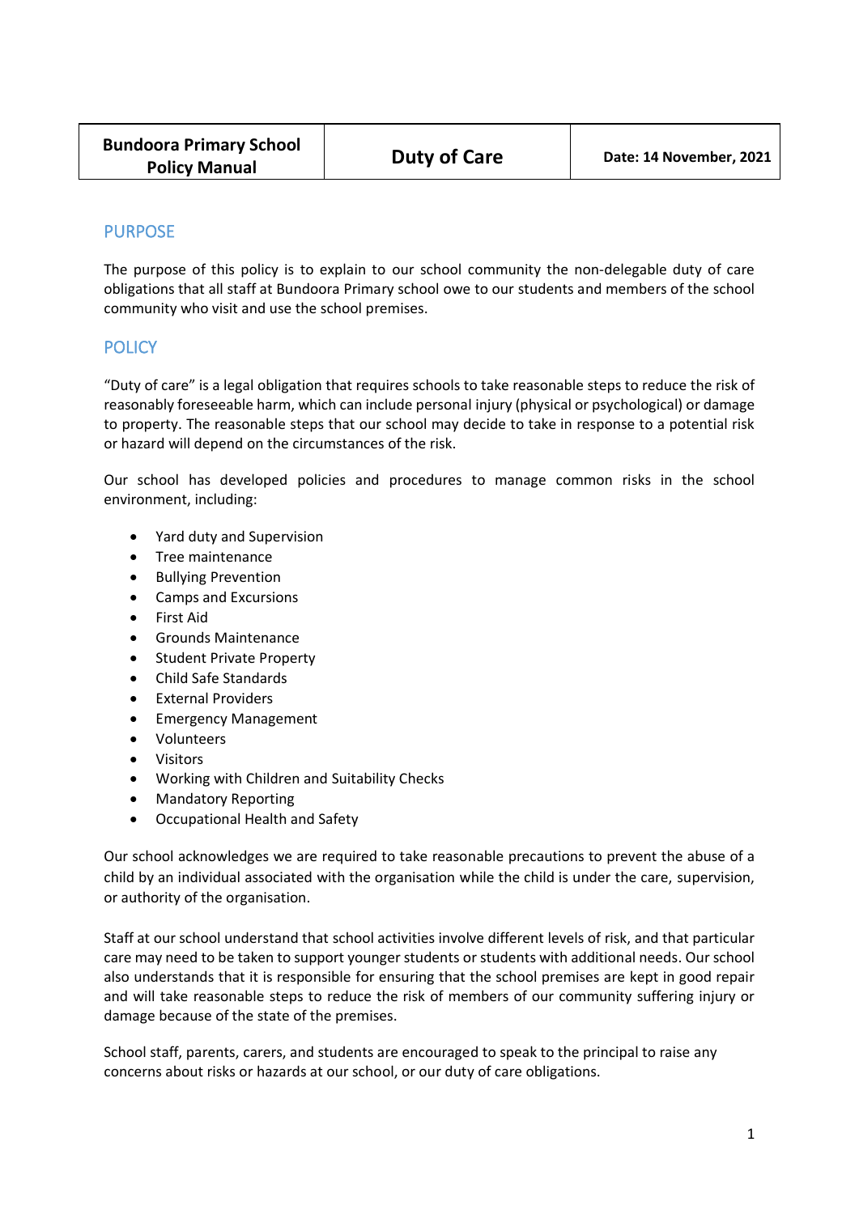| Bundoora Primary School Policy Manual | Duty of Care | Date: 14 November, 2021 |
| --- | --- | --- |

## PURPOSE

The purpose of this policy is to explain to our school community the non-delegable duty of care obligations that all staff at Bundoora Primary school owe to our students and members of the school community who visit and use the school premises.

## POLICY

"Duty of care" is a legal obligation that requires schools to take reasonable steps to reduce the risk of reasonably foreseeable harm, which can include personal injury (physical or psychological) or damage to property. The reasonable steps that our school may decide to take in response to a potential risk or hazard will depend on the circumstances of the risk.

Our school has developed policies and procedures to manage common risks in the school environment, including:

- Yard duty and Supervision
- Tree maintenance
- Bullying Prevention
- Camps and Excursions
- First Aid
- Grounds Maintenance
- Student Private Property
- Child Safe Standards
- External Providers
- Emergency Management
- Volunteers
- Visitors
- Working with Children and Suitability Checks
- Mandatory Reporting
- Occupational Health and Safety

Our school acknowledges we are required to take reasonable precautions to prevent the abuse of a child by an individual associated with the organisation while the child is under the care, supervision, or authority of the organisation.

Staff at our school understand that school activities involve different levels of risk, and that particular care may need to be taken to support younger students or students with additional needs. Our school also understands that it is responsible for ensuring that the school premises are kept in good repair and will take reasonable steps to reduce the risk of members of our community suffering injury or damage because of the state of the premises.

School staff, parents, carers, and students are encouraged to speak to the principal to raise any concerns about risks or hazards at our school, or our duty of care obligations.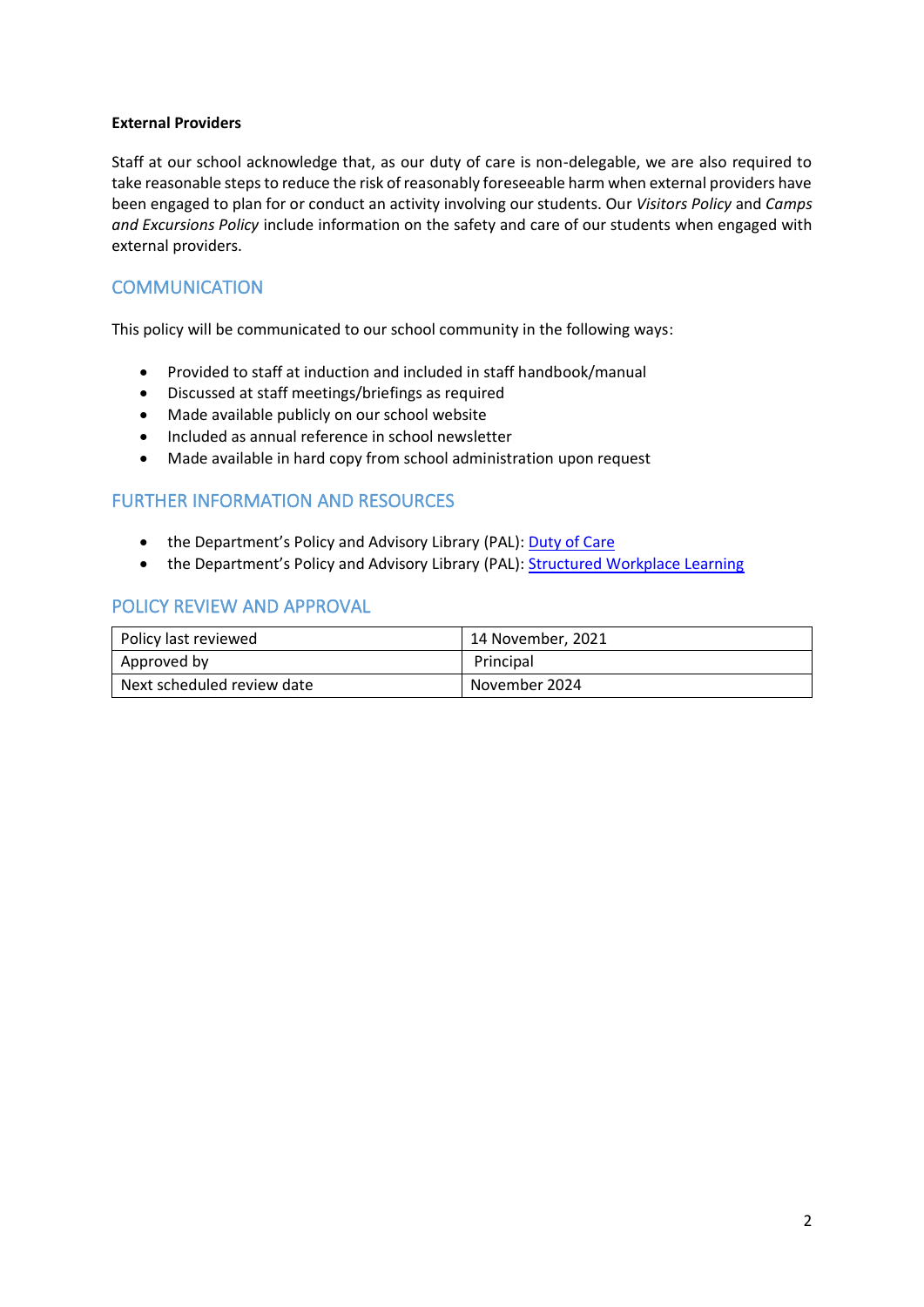**External Providers**

Staff at our school acknowledge that, as our duty of care is non-delegable, we are also required to take reasonable steps to reduce the risk of reasonably foreseeable harm when external providers have been engaged to plan for or conduct an activity involving our students. Our *Visitors Policy* and *Camps and Excursions Policy* include information on the safety and care of our students when engaged with external providers.

## COMMUNICATION

This policy will be communicated to our school community in the following ways:

- Provided to staff at induction and included in staff handbook/manual
- Discussed at staff meetings/briefings as required
- Made available publicly on our school website
- Included as annual reference in school newsletter
- Made available in hard copy from school administration upon request

## FURTHER INFORMATION AND RESOURCES

- the Department's Policy and Advisory Library (PAL): Duty of Care
- the Department's Policy and Advisory Library (PAL): Structured Workplace Learning

## POLICY REVIEW AND APPROVAL

| | |
|---|---|
| Policy last reviewed | 14 November, 2021 |
| Approved by | Principal |
| Next scheduled review date | November 2024 |